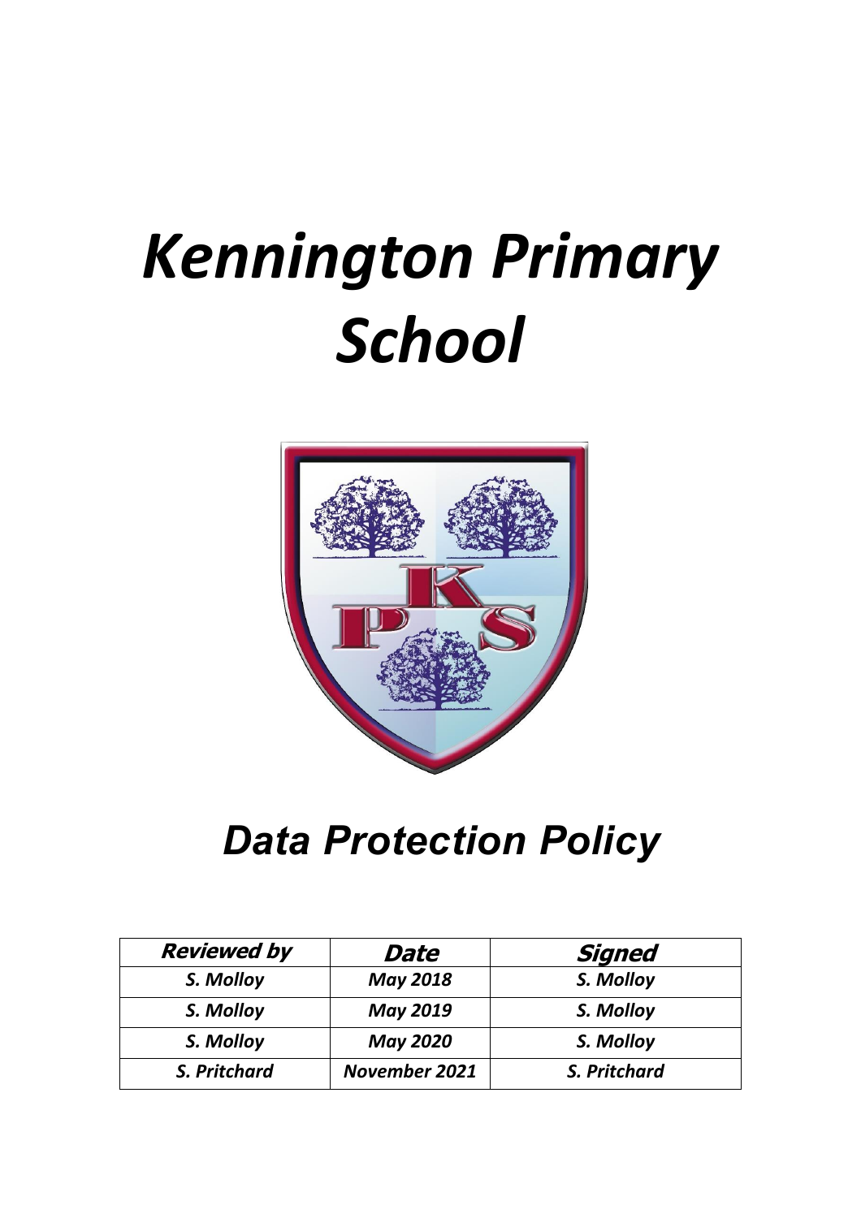# *Kennington Primary School*

## *Data Protection Policy*

| ***Reviewed by*** | ***Date*** | ***Signed*** |
|---|---|---|
| ***S. Molloy*** | ***May 2018*** | ***S. Molloy*** |
| ***S. Molloy*** | ***May 2019*** | ***S. Molloy*** |
| ***S. Molloy*** | ***May 2020*** | ***S. Molloy*** |
| ***S. Pritchard*** | ***November 2021*** | ***S. Pritchard*** |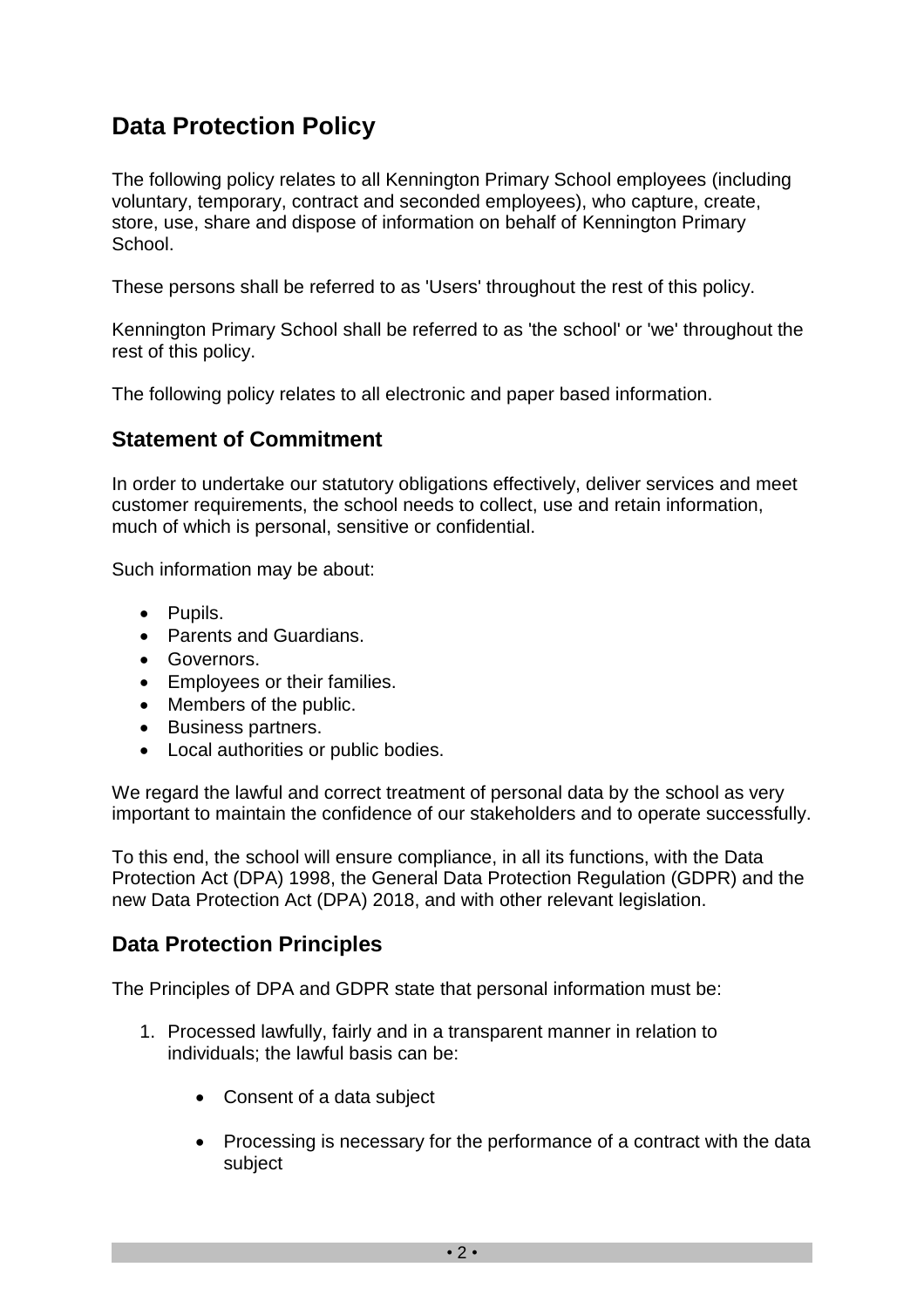# Data Protection Policy

The following policy relates to all Kennington Primary School employees (including voluntary, temporary, contract and seconded employees), who capture, create, store, use, share and dispose of information on behalf of Kennington Primary School.

These persons shall be referred to as 'Users' throughout the rest of this policy.

Kennington Primary School shall be referred to as 'the school' or 'we' throughout the rest of this policy.

The following policy relates to all electronic and paper based information.

## Statement of Commitment

In order to undertake our statutory obligations effectively, deliver services and meet customer requirements, the school needs to collect, use and retain information, much of which is personal, sensitive or confidential.

Such information may be about:

- Pupils.
- Parents and Guardians.
- Governors.
- Employees or their families.
- Members of the public.
- Business partners.
- Local authorities or public bodies.

We regard the lawful and correct treatment of personal data by the school as very important to maintain the confidence of our stakeholders and to operate successfully.

To this end, the school will ensure compliance, in all its functions, with the Data Protection Act (DPA) 1998, the General Data Protection Regulation (GDPR) and the new Data Protection Act (DPA) 2018, and with other relevant legislation.

## Data Protection Principles

The Principles of DPA and GDPR state that personal information must be:

1. Processed lawfully, fairly and in a transparent manner in relation to individuals; the lawful basis can be:

    - Consent of a data subject

    - Processing is necessary for the performance of a contract with the data subject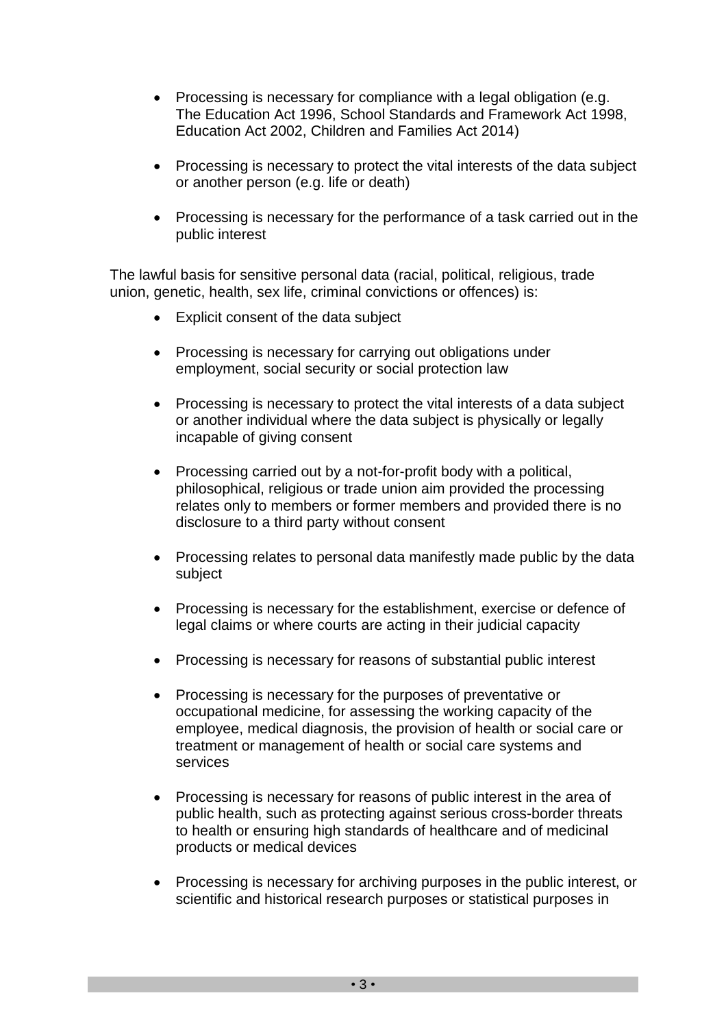- Processing is necessary for compliance with a legal obligation (e.g. The Education Act 1996, School Standards and Framework Act 1998, Education Act 2002, Children and Families Act 2014)

- Processing is necessary to protect the vital interests of the data subject or another person (e.g. life or death)

- Processing is necessary for the performance of a task carried out in the public interest

The lawful basis for sensitive personal data (racial, political, religious, trade union, genetic, health, sex life, criminal convictions or offences) is:

- Explicit consent of the data subject

- Processing is necessary for carrying out obligations under employment, social security or social protection law

- Processing is necessary to protect the vital interests of a data subject or another individual where the data subject is physically or legally incapable of giving consent

- Processing carried out by a not-for-profit body with a political, philosophical, religious or trade union aim provided the processing relates only to members or former members and provided there is no disclosure to a third party without consent

- Processing relates to personal data manifestly made public by the data subject

- Processing is necessary for the establishment, exercise or defence of legal claims or where courts are acting in their judicial capacity

- Processing is necessary for reasons of substantial public interest

- Processing is necessary for the purposes of preventative or occupational medicine, for assessing the working capacity of the employee, medical diagnosis, the provision of health or social care or treatment or management of health or social care systems and services

- Processing is necessary for reasons of public interest in the area of public health, such as protecting against serious cross-border threats to health or ensuring high standards of healthcare and of medicinal products or medical devices

- Processing is necessary for archiving purposes in the public interest, or scientific and historical research purposes or statistical purposes in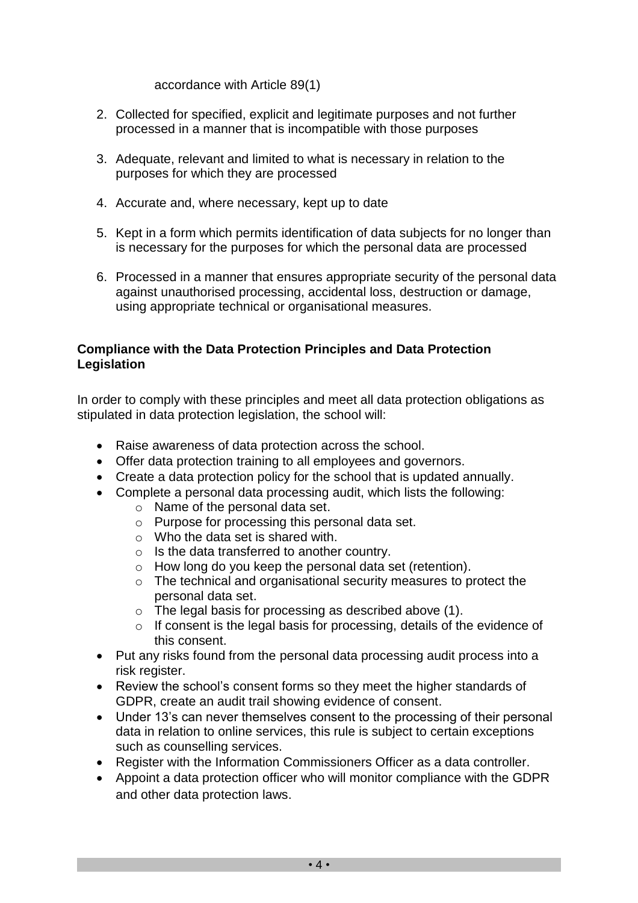accordance with Article 89(1)

2. Collected for specified, explicit and legitimate purposes and not further processed in a manner that is incompatible with those purposes

3. Adequate, relevant and limited to what is necessary in relation to the purposes for which they are processed

4. Accurate and, where necessary, kept up to date

5. Kept in a form which permits identification of data subjects for no longer than is necessary for the purposes for which the personal data are processed

6. Processed in a manner that ensures appropriate security of the personal data against unauthorised processing, accidental loss, destruction or damage, using appropriate technical or organisational measures.

**Compliance with the Data Protection Principles and Data Protection Legislation**

In order to comply with these principles and meet all data protection obligations as stipulated in data protection legislation, the school will:

- Raise awareness of data protection across the school.
- Offer data protection training to all employees and governors.
- Create a data protection policy for the school that is updated annually.
- Complete a personal data processing audit, which lists the following:
    - Name of the personal data set.
    - Purpose for processing this personal data set.
    - Who the data set is shared with.
    - Is the data transferred to another country.
    - How long do you keep the personal data set (retention).
    - The technical and organisational security measures to protect the personal data set.
    - The legal basis for processing as described above (1).
    - If consent is the legal basis for processing, details of the evidence of this consent.
- Put any risks found from the personal data processing audit process into a risk register.
- Review the school's consent forms so they meet the higher standards of GDPR, create an audit trail showing evidence of consent.
- Under 13's can never themselves consent to the processing of their personal data in relation to online services, this rule is subject to certain exceptions such as counselling services.
- Register with the Information Commissioners Officer as a data controller.
- Appoint a data protection officer who will monitor compliance with the GDPR and other data protection laws.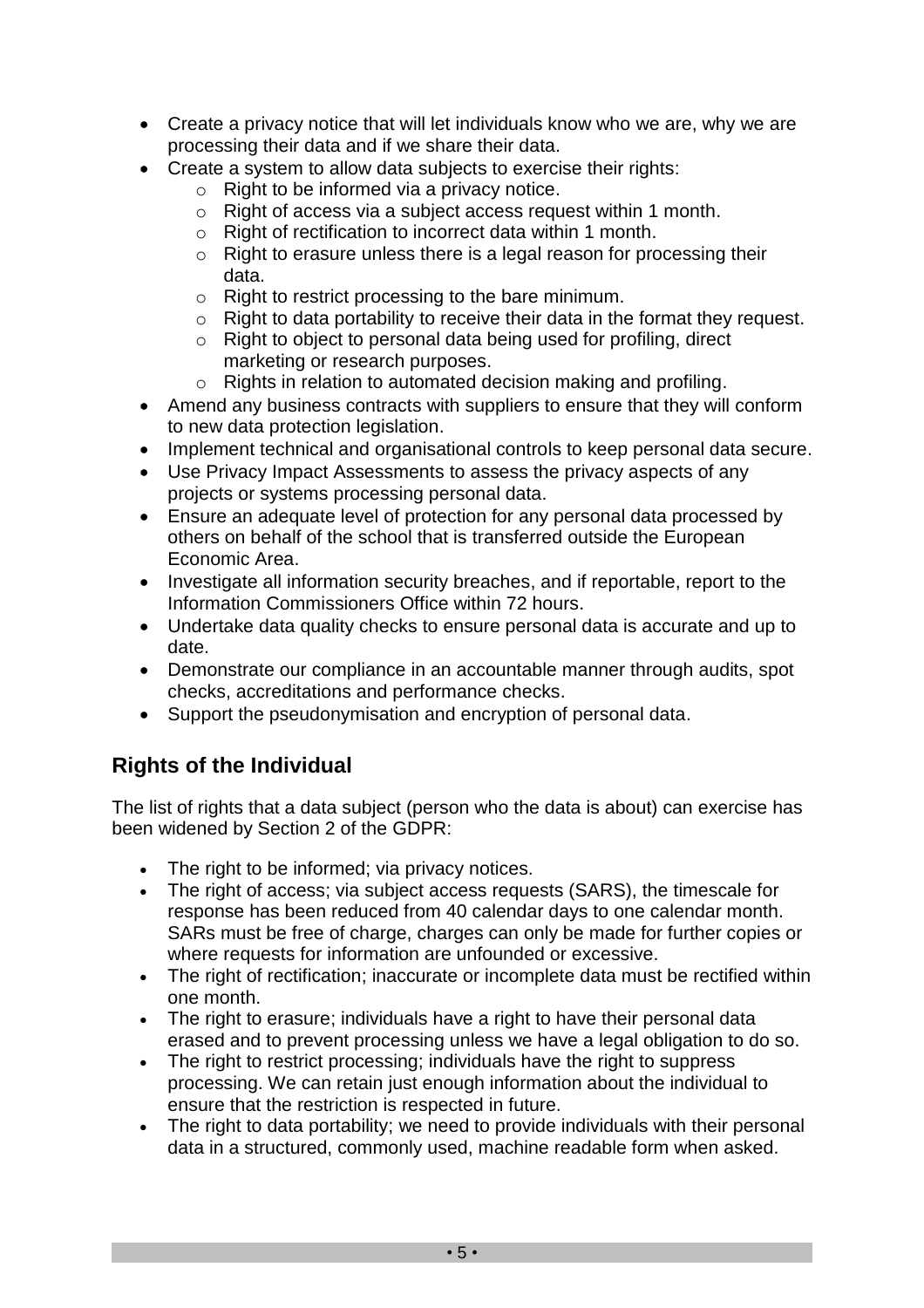- Create a privacy notice that will let individuals know who we are, why we are processing their data and if we share their data.
- Create a system to allow data subjects to exercise their rights:
  - Right to be informed via a privacy notice.
  - Right of access via a subject access request within 1 month.
  - Right of rectification to incorrect data within 1 month.
  - Right to erasure unless there is a legal reason for processing their data.
  - Right to restrict processing to the bare minimum.
  - Right to data portability to receive their data in the format they request.
  - Right to object to personal data being used for profiling, direct marketing or research purposes.
  - Rights in relation to automated decision making and profiling.
- Amend any business contracts with suppliers to ensure that they will conform to new data protection legislation.
- Implement technical and organisational controls to keep personal data secure.
- Use Privacy Impact Assessments to assess the privacy aspects of any projects or systems processing personal data.
- Ensure an adequate level of protection for any personal data processed by others on behalf of the school that is transferred outside the European Economic Area.
- Investigate all information security breaches, and if reportable, report to the Information Commissioners Office within 72 hours.
- Undertake data quality checks to ensure personal data is accurate and up to date.
- Demonstrate our compliance in an accountable manner through audits, spot checks, accreditations and performance checks.
- Support the pseudonymisation and encryption of personal data.

## Rights of the Individual

The list of rights that a data subject (person who the data is about) can exercise has been widened by Section 2 of the GDPR:

- The right to be informed; via privacy notices.
- The right of access; via subject access requests (SARS), the timescale for response has been reduced from 40 calendar days to one calendar month. SARs must be free of charge, charges can only be made for further copies or where requests for information are unfounded or excessive.
- The right of rectification; inaccurate or incomplete data must be rectified within one month.
- The right to erasure; individuals have a right to have their personal data erased and to prevent processing unless we have a legal obligation to do so.
- The right to restrict processing; individuals have the right to suppress processing. We can retain just enough information about the individual to ensure that the restriction is respected in future.
- The right to data portability; we need to provide individuals with their personal data in a structured, commonly used, machine readable form when asked.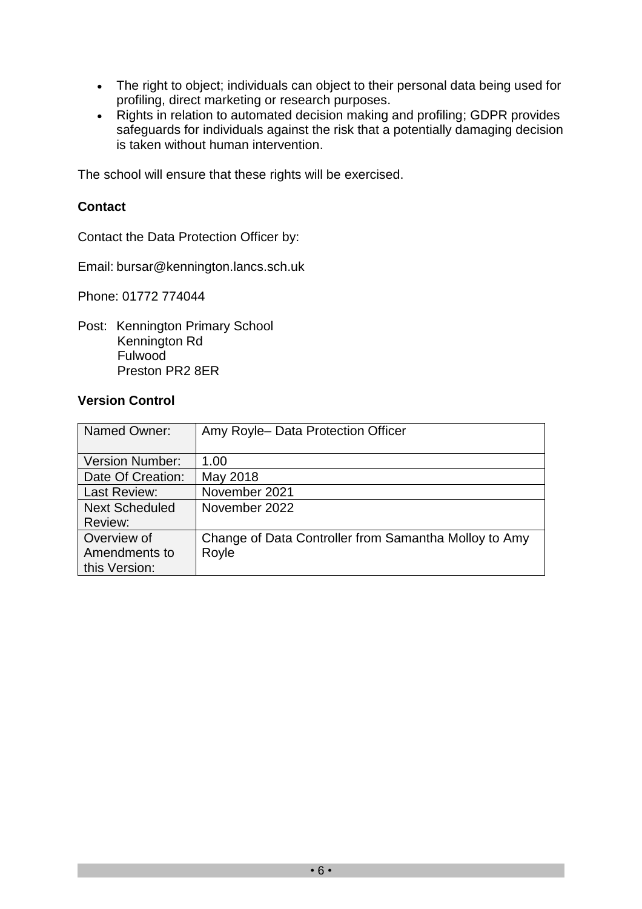- The right to object; individuals can object to their personal data being used for profiling, direct marketing or research purposes.
- Rights in relation to automated decision making and profiling; GDPR provides safeguards for individuals against the risk that a potentially damaging decision is taken without human intervention.

The school will ensure that these rights will be exercised.

**Contact**

Contact the Data Protection Officer by:

Email: bursar@kennington.lancs.sch.uk

Phone: 01772 774044

Post: Kennington Primary School
Kennington Rd
Fulwood
Preston PR2 8ER

**Version Control**

| | |
|---|---|
| Named Owner: | Amy Royle– Data Protection Officer |
| Version Number: | 1.00 |
| Date Of Creation: | May 2018 |
| Last Review: | November 2021 |
| Next Scheduled Review: | November 2022 |
| Overview of Amendments to this Version: | Change of Data Controller from Samantha Molloy to Amy Royle |